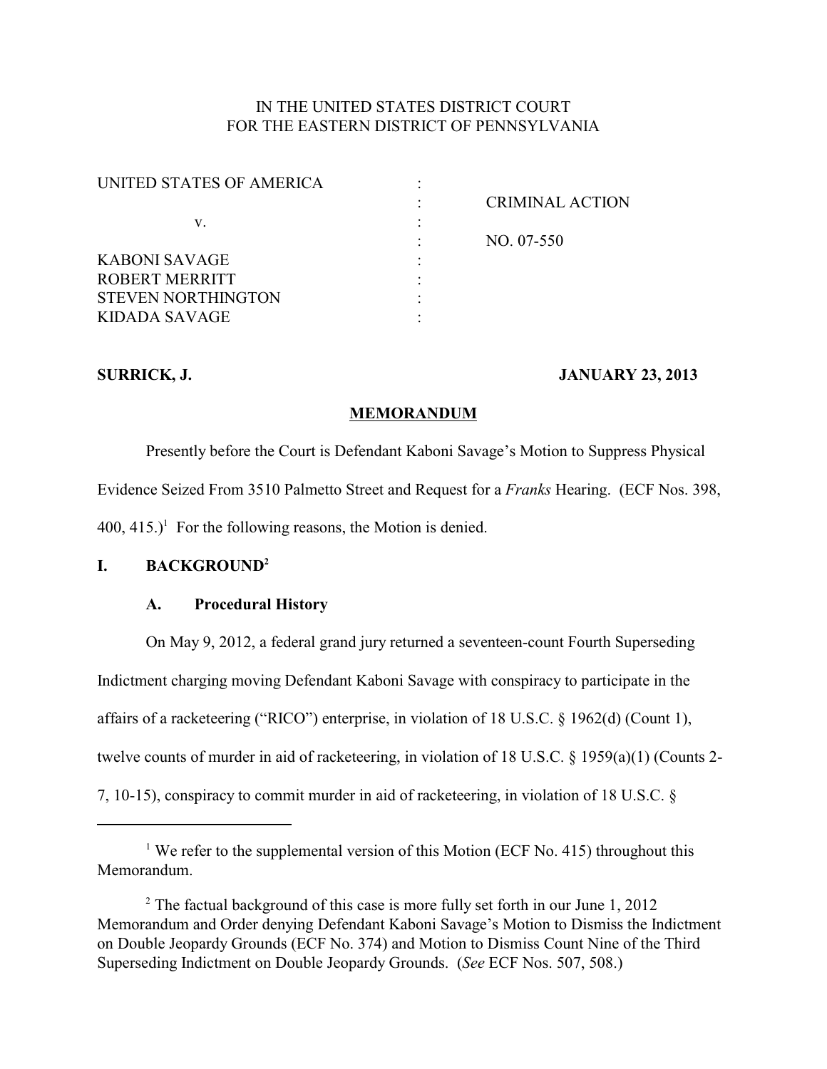IN THE UNITED STATES DISTRICT COURT
FOR THE EASTERN DISTRICT OF PENNSYLVANIA

| | | |
|---|---|---|
| UNITED STATES OF AMERICA | : | |
| | : | CRIMINAL ACTION |
| v. | : | |
| | : | NO. 07-550 |
| KABONI SAVAGE | : | |
| ROBERT MERRITT | : | |
| STEVEN NORTHINGTON | : | |
| KIDADA SAVAGE | : | |

**SURRICK, J.** **JANUARY 23, 2013**

## MEMORANDUM

Presently before the Court is Defendant Kaboni Savage's Motion to Suppress Physical Evidence Seized From 3510 Palmetto Street and Request for a *Franks* Hearing. (ECF Nos. 398, 400, 415.)[1] For the following reasons, the Motion is denied.

### I. BACKGROUND[2]

#### A. Procedural History

On May 9, 2012, a federal grand jury returned a seventeen-count Fourth Superseding Indictment charging moving Defendant Kaboni Savage with conspiracy to participate in the affairs of a racketeering ("RICO") enterprise, in violation of 18 U.S.C. § 1962(d) (Count 1), twelve counts of murder in aid of racketeering, in violation of 18 U.S.C. § 1959(a)(1) (Counts 2-7, 10-15), conspiracy to commit murder in aid of racketeering, in violation of 18 U.S.C. §

---

[1] We refer to the supplemental version of this Motion (ECF No. 415) throughout this Memorandum.

[2] The factual background of this case is more fully set forth in our June 1, 2012 Memorandum and Order denying Defendant Kaboni Savage's Motion to Dismiss the Indictment on Double Jeopardy Grounds (ECF No. 374) and Motion to Dismiss Count Nine of the Third Superseding Indictment on Double Jeopardy Grounds. (*See* ECF Nos. 507, 508.)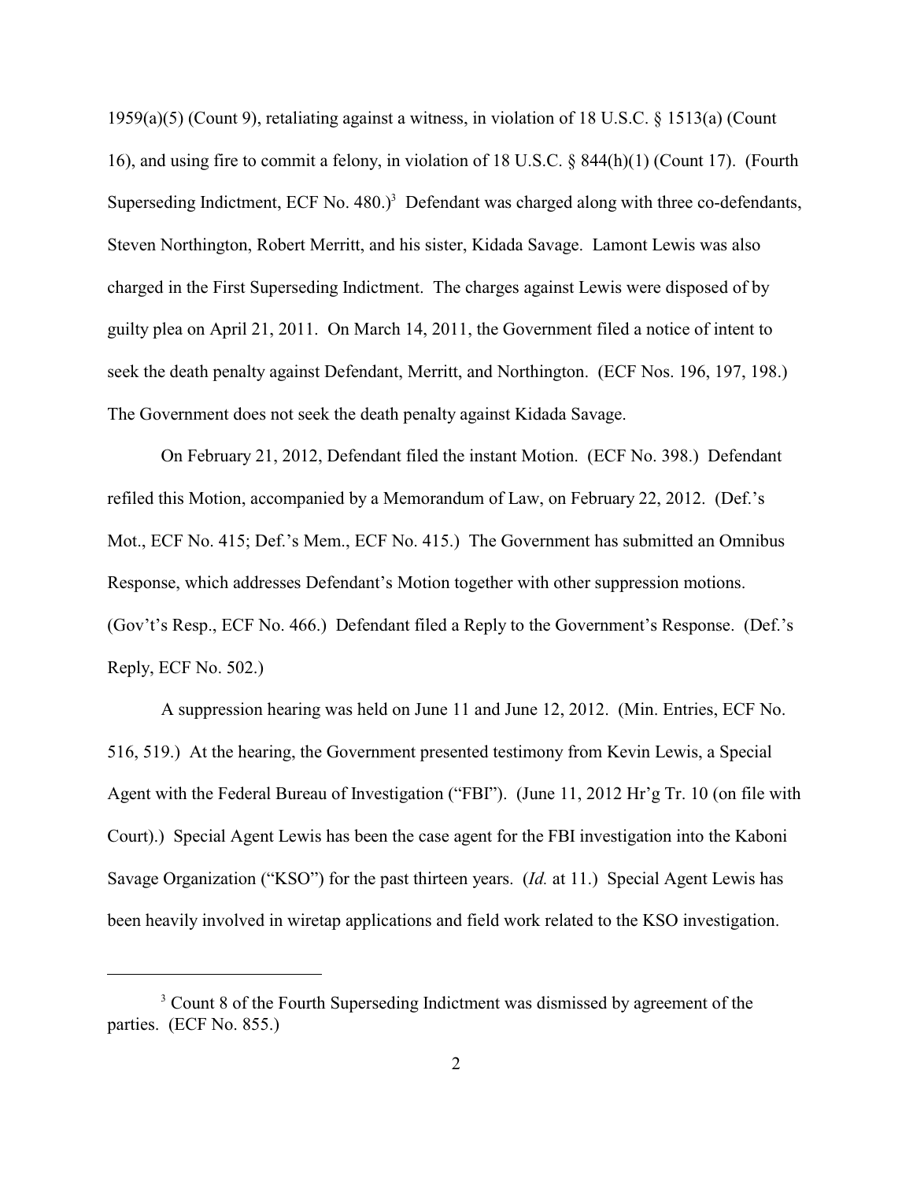1959(a)(5) (Count 9), retaliating against a witness, in violation of 18 U.S.C. § 1513(a) (Count 16), and using fire to commit a felony, in violation of 18 U.S.C. § 844(h)(1) (Count 17). (Fourth Superseding Indictment, ECF No. 480.)[3] Defendant was charged along with three co-defendants, Steven Northington, Robert Merritt, and his sister, Kidada Savage. Lamont Lewis was also charged in the First Superseding Indictment. The charges against Lewis were disposed of by guilty plea on April 21, 2011. On March 14, 2011, the Government filed a notice of intent to seek the death penalty against Defendant, Merritt, and Northington. (ECF Nos. 196, 197, 198.) The Government does not seek the death penalty against Kidada Savage.

On February 21, 2012, Defendant filed the instant Motion. (ECF No. 398.) Defendant refiled this Motion, accompanied by a Memorandum of Law, on February 22, 2012. (Def.'s Mot., ECF No. 415; Def.'s Mem., ECF No. 415.) The Government has submitted an Omnibus Response, which addresses Defendant's Motion together with other suppression motions. (Gov't's Resp., ECF No. 466.) Defendant filed a Reply to the Government's Response. (Def.'s Reply, ECF No. 502.)

A suppression hearing was held on June 11 and June 12, 2012. (Min. Entries, ECF No. 516, 519.) At the hearing, the Government presented testimony from Kevin Lewis, a Special Agent with the Federal Bureau of Investigation ("FBI"). (June 11, 2012 Hr'g Tr. 10 (on file with Court).) Special Agent Lewis has been the case agent for the FBI investigation into the Kaboni Savage Organization ("KSO") for the past thirteen years. (*Id.* at 11.) Special Agent Lewis has been heavily involved in wiretap applications and field work related to the KSO investigation.

---

[3] Count 8 of the Fourth Superseding Indictment was dismissed by agreement of the parties. (ECF No. 855.)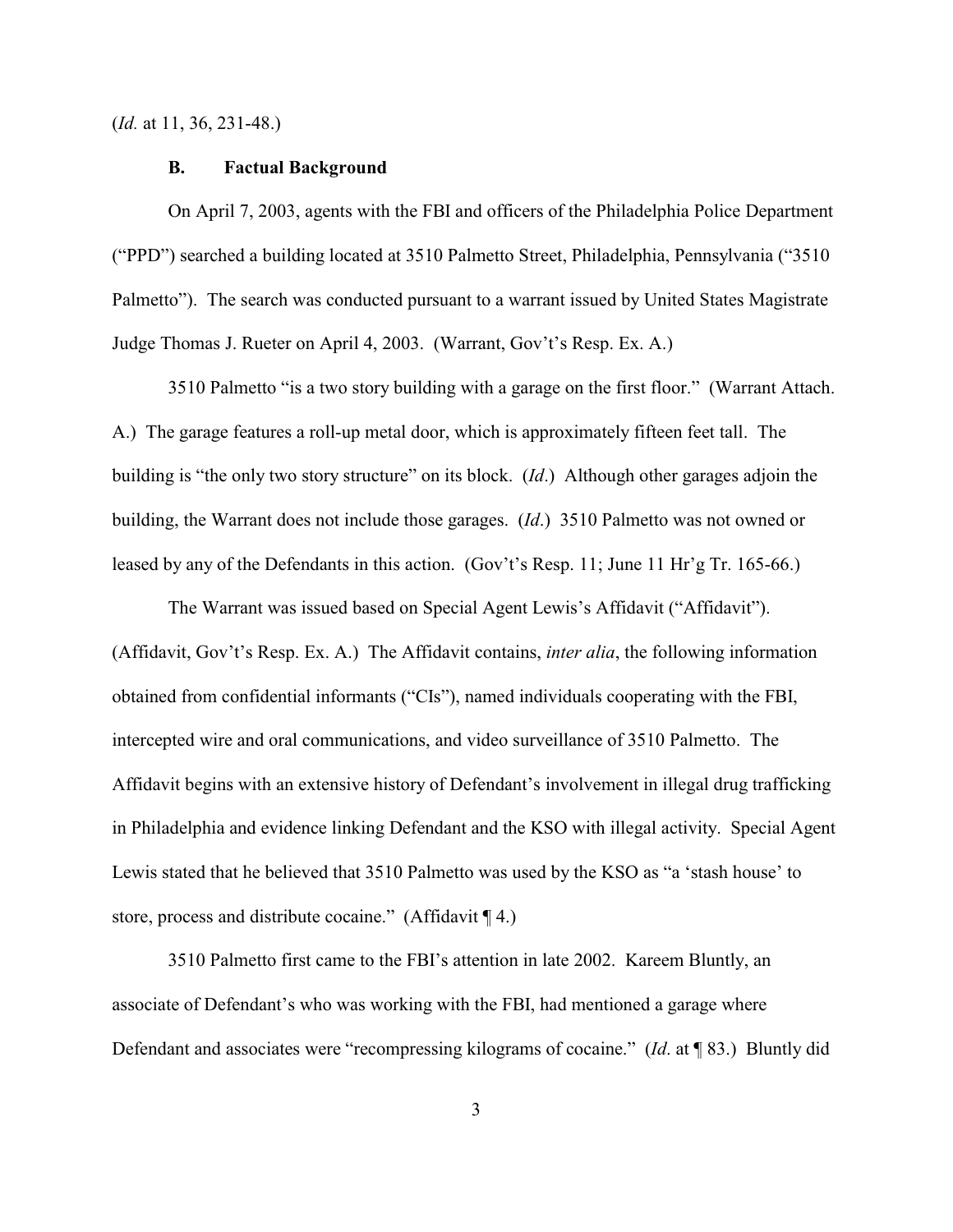(*Id.* at 11, 36, 231-48.)

### B. Factual Background

On April 7, 2003, agents with the FBI and officers of the Philadelphia Police Department ("PPD") searched a building located at 3510 Palmetto Street, Philadelphia, Pennsylvania ("3510 Palmetto"). The search was conducted pursuant to a warrant issued by United States Magistrate Judge Thomas J. Rueter on April 4, 2003. (Warrant, Gov't's Resp. Ex. A.)

3510 Palmetto "is a two story building with a garage on the first floor." (Warrant Attach. A.) The garage features a roll-up metal door, which is approximately fifteen feet tall. The building is "the only two story structure" on its block. (*Id*.) Although other garages adjoin the building, the Warrant does not include those garages. (*Id*.) 3510 Palmetto was not owned or leased by any of the Defendants in this action. (Gov't's Resp. 11; June 11 Hr'g Tr. 165-66.)

The Warrant was issued based on Special Agent Lewis's Affidavit ("Affidavit"). (Affidavit, Gov't's Resp. Ex. A.) The Affidavit contains, *inter alia*, the following information obtained from confidential informants ("CIs"), named individuals cooperating with the FBI, intercepted wire and oral communications, and video surveillance of 3510 Palmetto. The Affidavit begins with an extensive history of Defendant's involvement in illegal drug trafficking in Philadelphia and evidence linking Defendant and the KSO with illegal activity. Special Agent Lewis stated that he believed that 3510 Palmetto was used by the KSO as "a 'stash house' to store, process and distribute cocaine." (Affidavit ¶ 4.)

3510 Palmetto first came to the FBI's attention in late 2002. Kareem Bluntly, an associate of Defendant's who was working with the FBI, had mentioned a garage where Defendant and associates were "recompressing kilograms of cocaine." (*Id*. at ¶ 83.) Bluntly did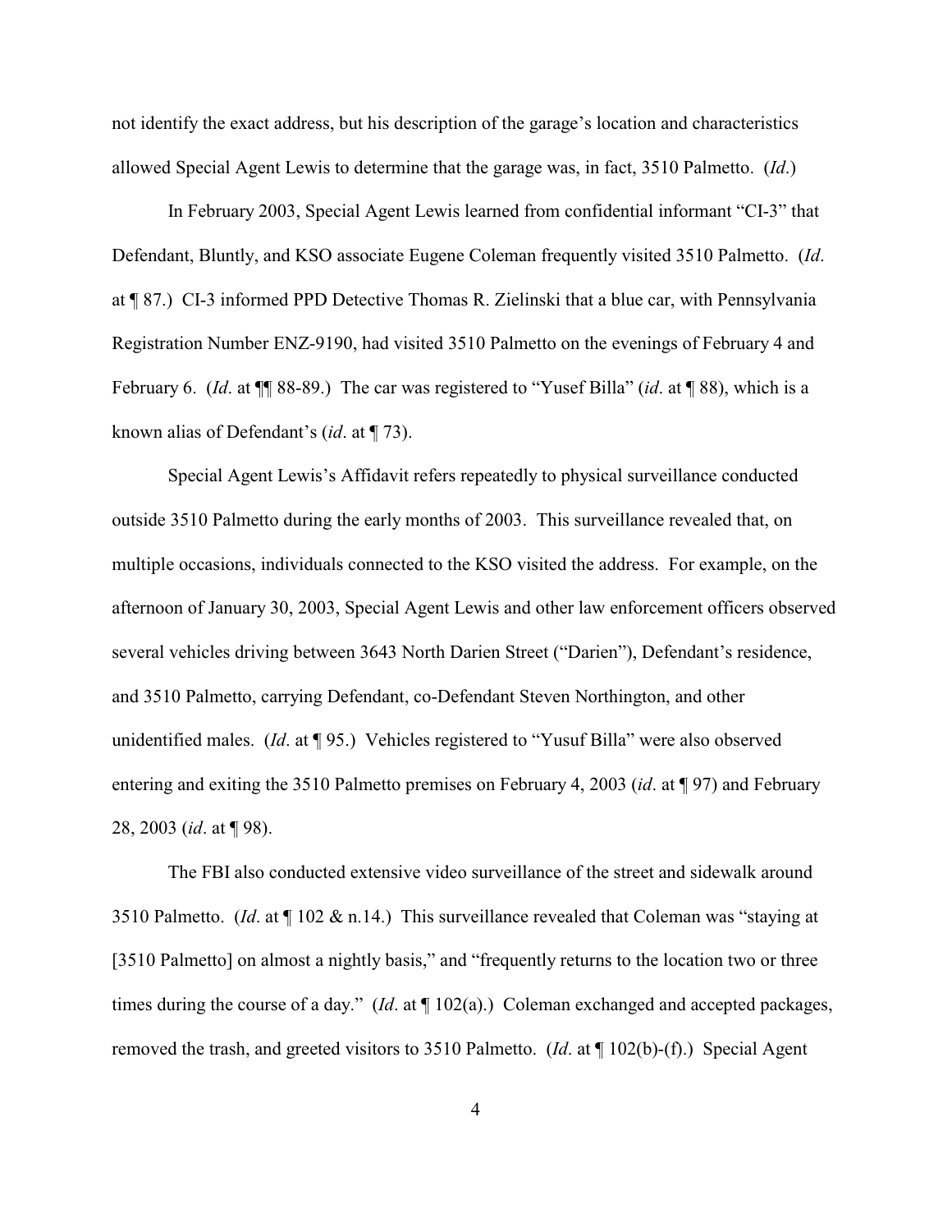not identify the exact address, but his description of the garage's location and characteristics allowed Special Agent Lewis to determine that the garage was, in fact, 3510 Palmetto. (*Id*.)

In February 2003, Special Agent Lewis learned from confidential informant "CI-3" that Defendant, Bluntly, and KSO associate Eugene Coleman frequently visited 3510 Palmetto. (*Id*. at ¶ 87.) CI-3 informed PPD Detective Thomas R. Zielinski that a blue car, with Pennsylvania Registration Number ENZ-9190, had visited 3510 Palmetto on the evenings of February 4 and February 6. (*Id*. at ¶¶ 88-89.) The car was registered to "Yusef Billa" (*id*. at ¶ 88), which is a known alias of Defendant's (*id*. at ¶ 73).

Special Agent Lewis's Affidavit refers repeatedly to physical surveillance conducted outside 3510 Palmetto during the early months of 2003. This surveillance revealed that, on multiple occasions, individuals connected to the KSO visited the address. For example, on the afternoon of January 30, 2003, Special Agent Lewis and other law enforcement officers observed several vehicles driving between 3643 North Darien Street ("Darien"), Defendant's residence, and 3510 Palmetto, carrying Defendant, co-Defendant Steven Northington, and other unidentified males. (*Id*. at ¶ 95.) Vehicles registered to "Yusuf Billa" were also observed entering and exiting the 3510 Palmetto premises on February 4, 2003 (*id*. at ¶ 97) and February 28, 2003 (*id*. at ¶ 98).

The FBI also conducted extensive video surveillance of the street and sidewalk around 3510 Palmetto. (*Id*. at ¶ 102 & n.14.) This surveillance revealed that Coleman was "staying at [3510 Palmetto] on almost a nightly basis," and "frequently returns to the location two or three times during the course of a day." (*Id*. at ¶ 102(a).) Coleman exchanged and accepted packages, removed the trash, and greeted visitors to 3510 Palmetto. (*Id*. at ¶ 102(b)-(f).) Special Agent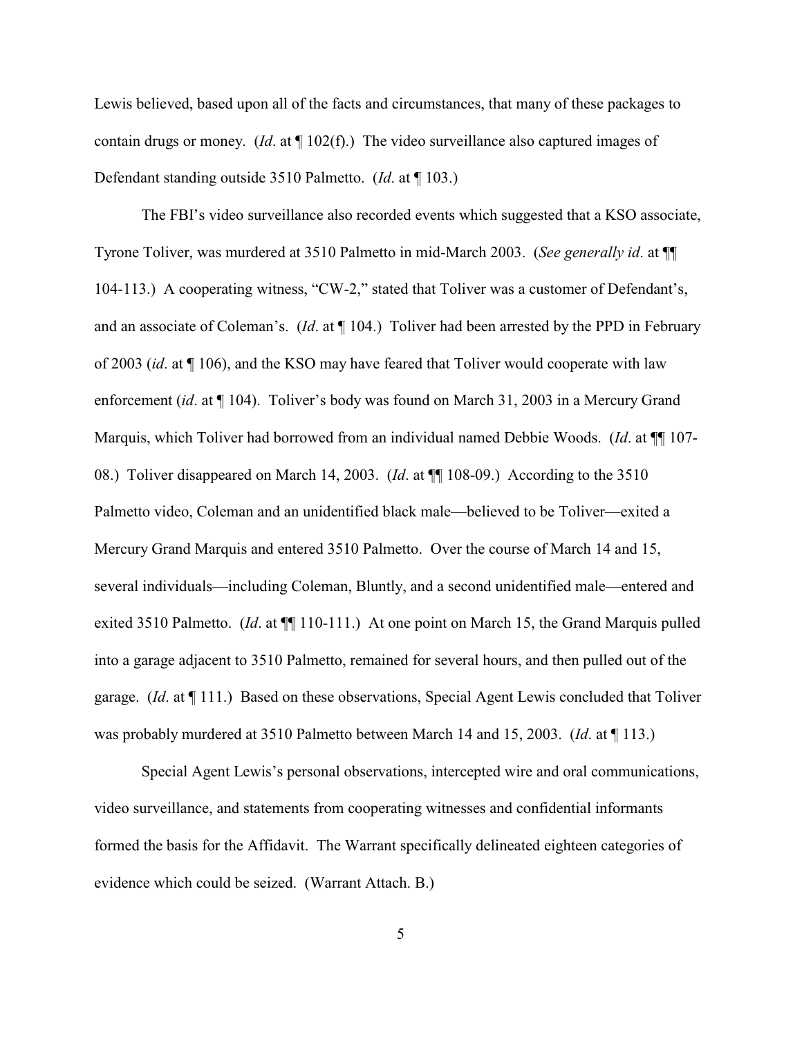Lewis believed, based upon all of the facts and circumstances, that many of these packages to contain drugs or money. (*Id*. at ¶ 102(f).) The video surveillance also captured images of Defendant standing outside 3510 Palmetto. (*Id*. at ¶ 103.)

The FBI's video surveillance also recorded events which suggested that a KSO associate, Tyrone Toliver, was murdered at 3510 Palmetto in mid-March 2003. (*See generally id*. at ¶¶ 104-113.) A cooperating witness, "CW-2," stated that Toliver was a customer of Defendant's, and an associate of Coleman's. (*Id*. at ¶ 104.) Toliver had been arrested by the PPD in February of 2003 (*id*. at ¶ 106), and the KSO may have feared that Toliver would cooperate with law enforcement (*id*. at ¶ 104). Toliver's body was found on March 31, 2003 in a Mercury Grand Marquis, which Toliver had borrowed from an individual named Debbie Woods. (*Id*. at ¶¶ 107-08.) Toliver disappeared on March 14, 2003. (*Id*. at ¶¶ 108-09.) According to the 3510 Palmetto video, Coleman and an unidentified black male—believed to be Toliver—exited a Mercury Grand Marquis and entered 3510 Palmetto. Over the course of March 14 and 15, several individuals—including Coleman, Bluntly, and a second unidentified male—entered and exited 3510 Palmetto. (*Id*. at ¶¶ 110-111.) At one point on March 15, the Grand Marquis pulled into a garage adjacent to 3510 Palmetto, remained for several hours, and then pulled out of the garage. (*Id*. at ¶ 111.) Based on these observations, Special Agent Lewis concluded that Toliver was probably murdered at 3510 Palmetto between March 14 and 15, 2003. (*Id*. at ¶ 113.)

Special Agent Lewis's personal observations, intercepted wire and oral communications, video surveillance, and statements from cooperating witnesses and confidential informants formed the basis for the Affidavit. The Warrant specifically delineated eighteen categories of evidence which could be seized. (Warrant Attach. B.)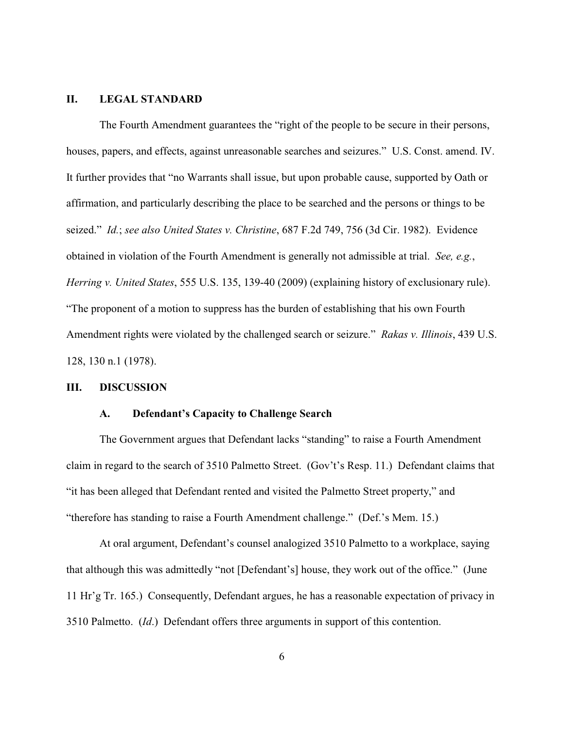## II. LEGAL STANDARD

The Fourth Amendment guarantees the "right of the people to be secure in their persons, houses, papers, and effects, against unreasonable searches and seizures." U.S. Const. amend. IV. It further provides that "no Warrants shall issue, but upon probable cause, supported by Oath or affirmation, and particularly describing the place to be searched and the persons or things to be seized." *Id.*; *see also United States v. Christine*, 687 F.2d 749, 756 (3d Cir. 1982). Evidence obtained in violation of the Fourth Amendment is generally not admissible at trial. *See, e.g.*, *Herring v. United States*, 555 U.S. 135, 139-40 (2009) (explaining history of exclusionary rule). "The proponent of a motion to suppress has the burden of establishing that his own Fourth Amendment rights were violated by the challenged search or seizure." *Rakas v. Illinois*, 439 U.S. 128, 130 n.1 (1978).

## III. DISCUSSION

### A. Defendant's Capacity to Challenge Search

The Government argues that Defendant lacks "standing" to raise a Fourth Amendment claim in regard to the search of 3510 Palmetto Street. (Gov't's Resp. 11.) Defendant claims that "it has been alleged that Defendant rented and visited the Palmetto Street property," and "therefore has standing to raise a Fourth Amendment challenge." (Def.'s Mem. 15.)

At oral argument, Defendant's counsel analogized 3510 Palmetto to a workplace, saying that although this was admittedly "not [Defendant's] house, they work out of the office." (June 11 Hr'g Tr. 165.) Consequently, Defendant argues, he has a reasonable expectation of privacy in 3510 Palmetto. (*Id.*) Defendant offers three arguments in support of this contention.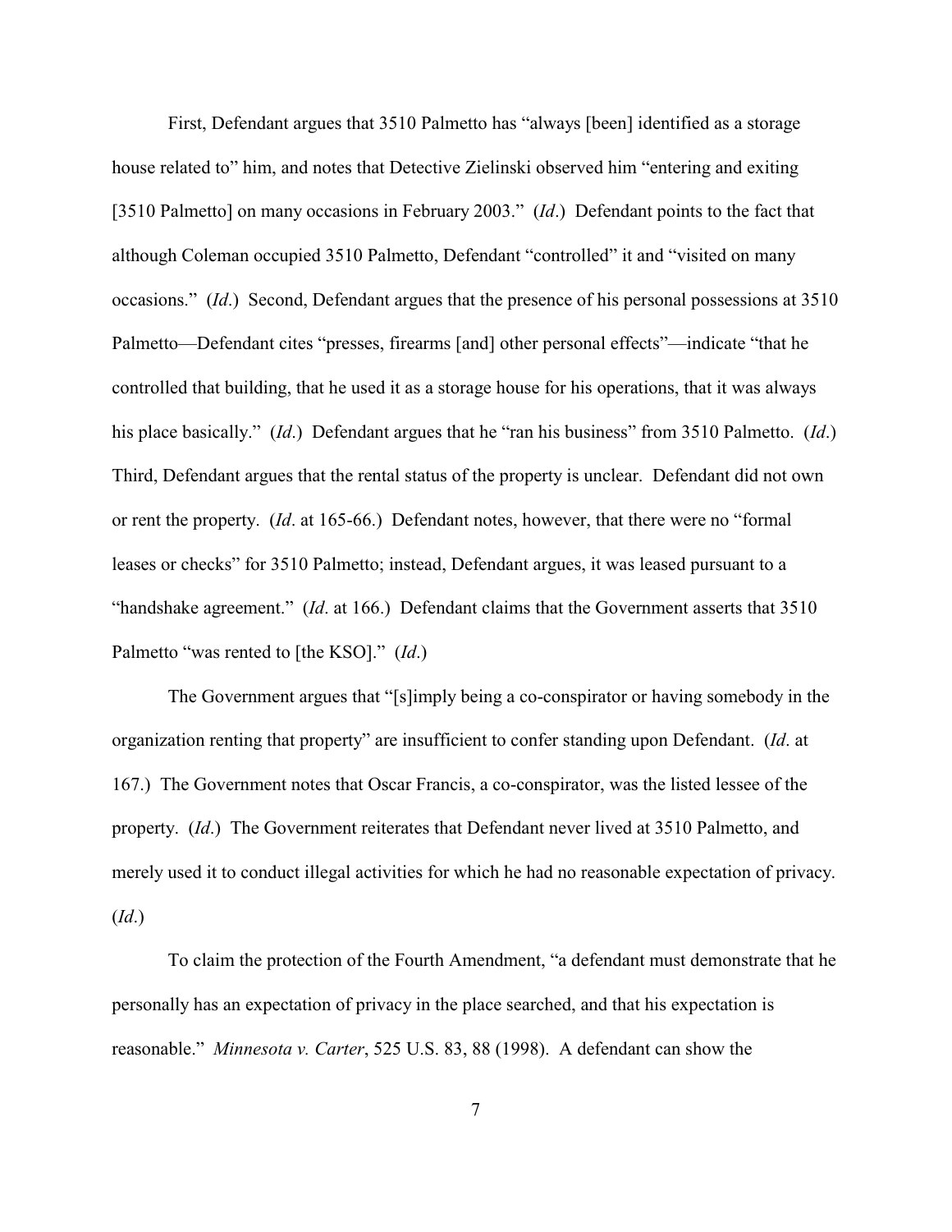First, Defendant argues that 3510 Palmetto has "always [been] identified as a storage house related to" him, and notes that Detective Zielinski observed him "entering and exiting [3510 Palmetto] on many occasions in February 2003." (*Id*.) Defendant points to the fact that although Coleman occupied 3510 Palmetto, Defendant "controlled" it and "visited on many occasions." (*Id*.) Second, Defendant argues that the presence of his personal possessions at 3510 Palmetto—Defendant cites "presses, firearms [and] other personal effects"—indicate "that he controlled that building, that he used it as a storage house for his operations, that it was always his place basically." (*Id*.) Defendant argues that he "ran his business" from 3510 Palmetto. (*Id*.) Third, Defendant argues that the rental status of the property is unclear. Defendant did not own or rent the property. (*Id*. at 165-66.) Defendant notes, however, that there were no "formal leases or checks" for 3510 Palmetto; instead, Defendant argues, it was leased pursuant to a "handshake agreement." (*Id*. at 166.) Defendant claims that the Government asserts that 3510 Palmetto "was rented to [the KSO]." (*Id*.)

The Government argues that "[s]imply being a co-conspirator or having somebody in the organization renting that property" are insufficient to confer standing upon Defendant. (*Id*. at 167.) The Government notes that Oscar Francis, a co-conspirator, was the listed lessee of the property. (*Id*.) The Government reiterates that Defendant never lived at 3510 Palmetto, and merely used it to conduct illegal activities for which he had no reasonable expectation of privacy. (*Id*.)

To claim the protection of the Fourth Amendment, "a defendant must demonstrate that he personally has an expectation of privacy in the place searched, and that his expectation is reasonable." *Minnesota v. Carter*, 525 U.S. 83, 88 (1998). A defendant can show the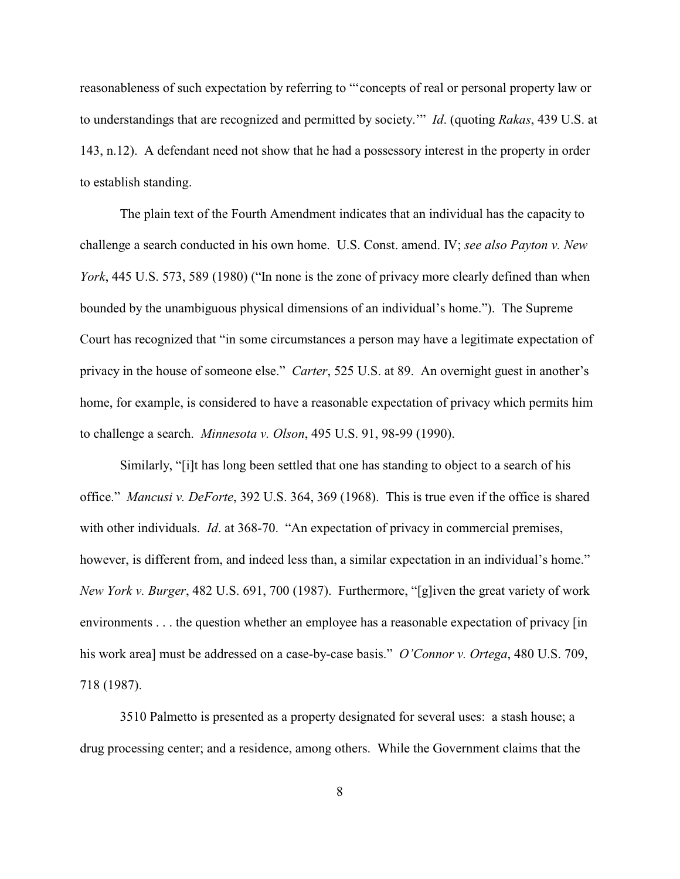reasonableness of such expectation by referring to "'concepts of real or personal property law or to understandings that are recognized and permitted by society.'" *Id*. (quoting *Rakas*, 439 U.S. at 143, n.12). A defendant need not show that he had a possessory interest in the property in order to establish standing.

The plain text of the Fourth Amendment indicates that an individual has the capacity to challenge a search conducted in his own home. U.S. Const. amend. IV; *see also Payton v. New York*, 445 U.S. 573, 589 (1980) ("In none is the zone of privacy more clearly defined than when bounded by the unambiguous physical dimensions of an individual's home."). The Supreme Court has recognized that "in some circumstances a person may have a legitimate expectation of privacy in the house of someone else." *Carter*, 525 U.S. at 89. An overnight guest in another's home, for example, is considered to have a reasonable expectation of privacy which permits him to challenge a search. *Minnesota v. Olson*, 495 U.S. 91, 98-99 (1990).

Similarly, "[i]t has long been settled that one has standing to object to a search of his office." *Mancusi v. DeForte*, 392 U.S. 364, 369 (1968). This is true even if the office is shared with other individuals. *Id*. at 368-70. "An expectation of privacy in commercial premises, however, is different from, and indeed less than, a similar expectation in an individual's home." *New York v. Burger*, 482 U.S. 691, 700 (1987). Furthermore, "[g]iven the great variety of work environments . . . the question whether an employee has a reasonable expectation of privacy [in his work area] must be addressed on a case-by-case basis." *O'Connor v. Ortega*, 480 U.S. 709, 718 (1987).

3510 Palmetto is presented as a property designated for several uses: a stash house; a drug processing center; and a residence, among others. While the Government claims that the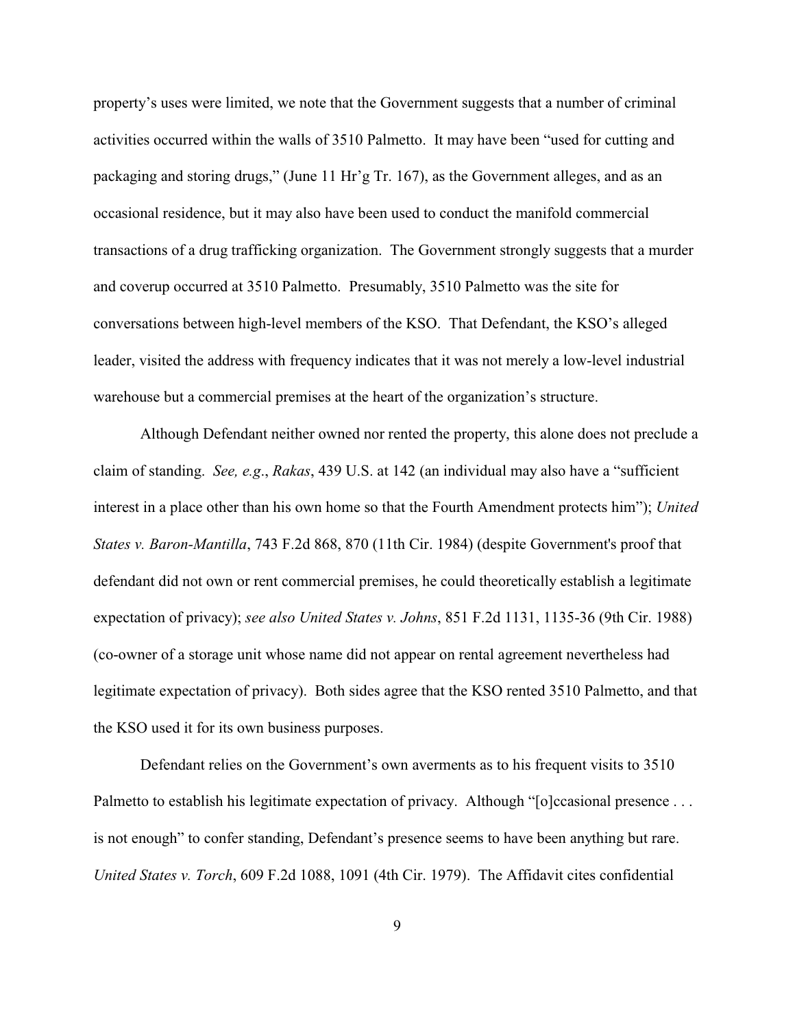property's uses were limited, we note that the Government suggests that a number of criminal activities occurred within the walls of 3510 Palmetto. It may have been "used for cutting and packaging and storing drugs," (June 11 Hr'g Tr. 167), as the Government alleges, and as an occasional residence, but it may also have been used to conduct the manifold commercial transactions of a drug trafficking organization. The Government strongly suggests that a murder and coverup occurred at 3510 Palmetto. Presumably, 3510 Palmetto was the site for conversations between high-level members of the KSO. That Defendant, the KSO's alleged leader, visited the address with frequency indicates that it was not merely a low-level industrial warehouse but a commercial premises at the heart of the organization's structure.

Although Defendant neither owned nor rented the property, this alone does not preclude a claim of standing. *See, e.g.*, *Rakas*, 439 U.S. at 142 (an individual may also have a "sufficient interest in a place other than his own home so that the Fourth Amendment protects him"); *United States v. Baron-Mantilla*, 743 F.2d 868, 870 (11th Cir. 1984) (despite Government's proof that defendant did not own or rent commercial premises, he could theoretically establish a legitimate expectation of privacy); *see also United States v. Johns*, 851 F.2d 1131, 1135-36 (9th Cir. 1988) (co-owner of a storage unit whose name did not appear on rental agreement nevertheless had legitimate expectation of privacy). Both sides agree that the KSO rented 3510 Palmetto, and that the KSO used it for its own business purposes.

Defendant relies on the Government's own averments as to his frequent visits to 3510 Palmetto to establish his legitimate expectation of privacy. Although "[o]ccasional presence . . . is not enough" to confer standing, Defendant's presence seems to have been anything but rare. *United States v. Torch*, 609 F.2d 1088, 1091 (4th Cir. 1979). The Affidavit cites confidential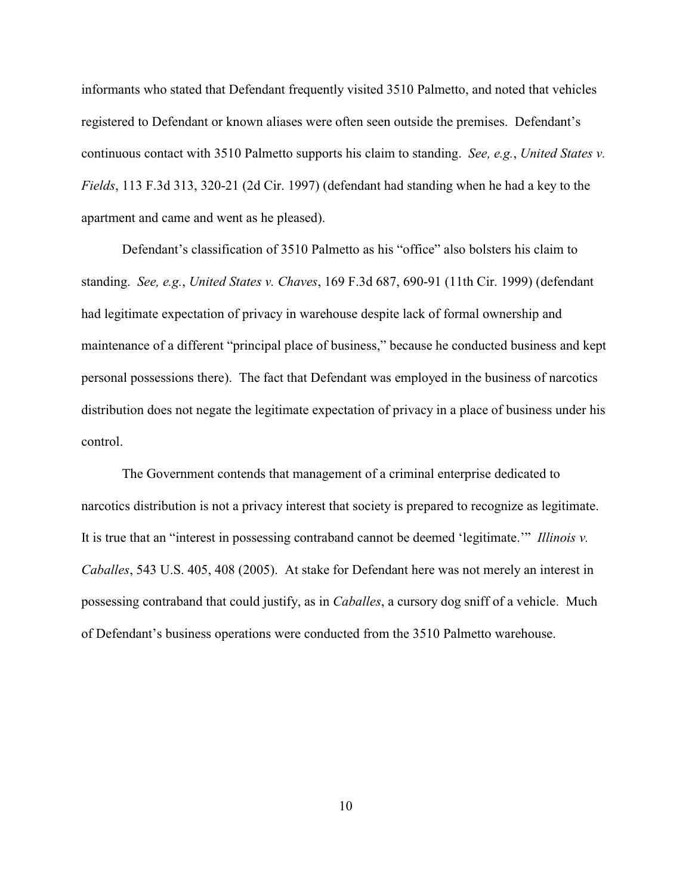informants who stated that Defendant frequently visited 3510 Palmetto, and noted that vehicles registered to Defendant or known aliases were often seen outside the premises. Defendant's continuous contact with 3510 Palmetto supports his claim to standing. *See, e.g.*, *United States v. Fields*, 113 F.3d 313, 320-21 (2d Cir. 1997) (defendant had standing when he had a key to the apartment and came and went as he pleased).

Defendant's classification of 3510 Palmetto as his "office" also bolsters his claim to standing. *See, e.g.*, *United States v. Chaves*, 169 F.3d 687, 690-91 (11th Cir. 1999) (defendant had legitimate expectation of privacy in warehouse despite lack of formal ownership and maintenance of a different "principal place of business," because he conducted business and kept personal possessions there). The fact that Defendant was employed in the business of narcotics distribution does not negate the legitimate expectation of privacy in a place of business under his control.

The Government contends that management of a criminal enterprise dedicated to narcotics distribution is not a privacy interest that society is prepared to recognize as legitimate. It is true that an "interest in possessing contraband cannot be deemed 'legitimate.'" *Illinois v. Caballes*, 543 U.S. 405, 408 (2005). At stake for Defendant here was not merely an interest in possessing contraband that could justify, as in *Caballes*, a cursory dog sniff of a vehicle. Much of Defendant's business operations were conducted from the 3510 Palmetto warehouse.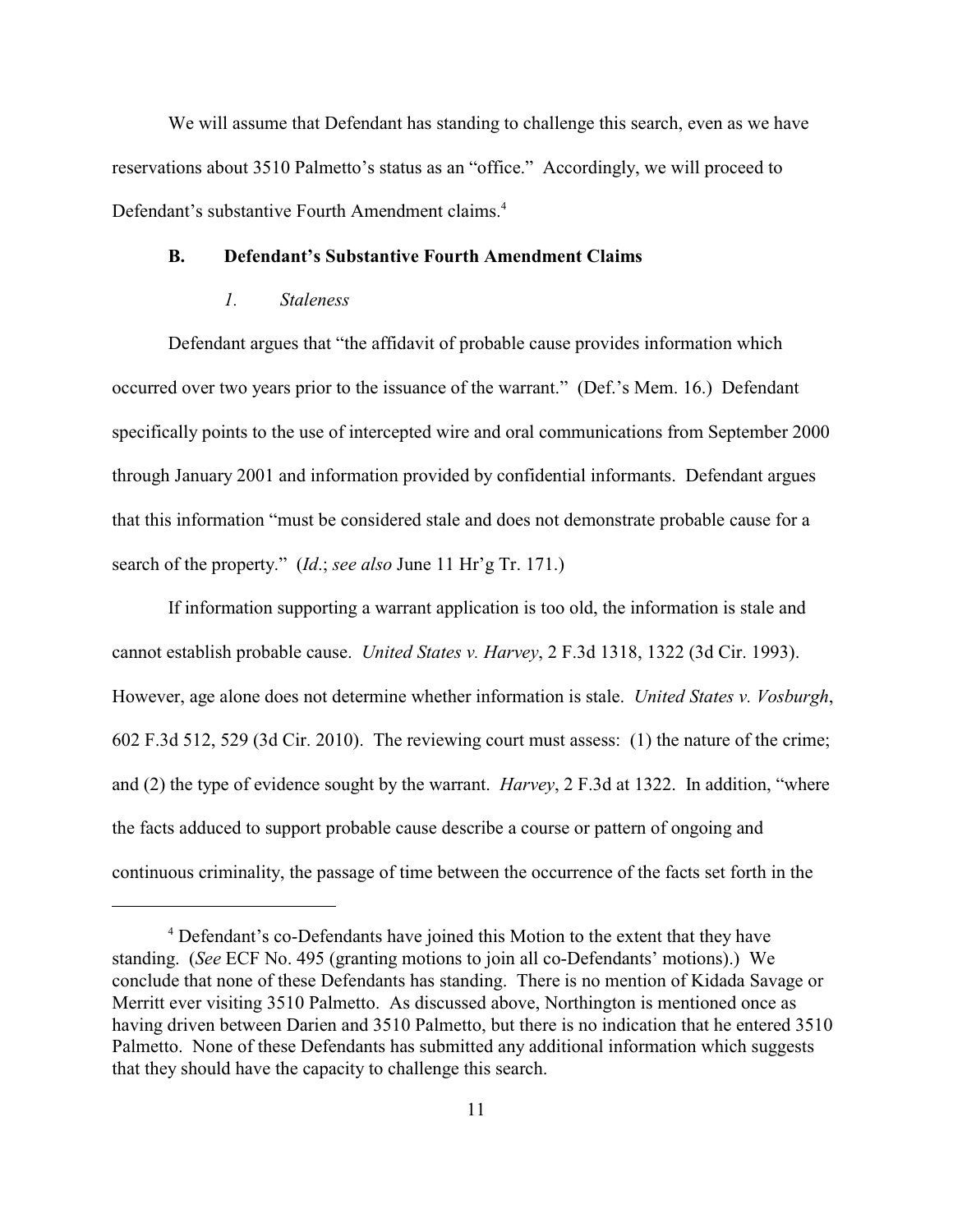We will assume that Defendant has standing to challenge this search, even as we have reservations about 3510 Palmetto's status as an "office." Accordingly, we will proceed to Defendant's substantive Fourth Amendment claims.[4]

### B. Defendant's Substantive Fourth Amendment Claims

#### *1. Staleness*

Defendant argues that "the affidavit of probable cause provides information which occurred over two years prior to the issuance of the warrant." (Def.'s Mem. 16.) Defendant specifically points to the use of intercepted wire and oral communications from September 2000 through January 2001 and information provided by confidential informants. Defendant argues that this information "must be considered stale and does not demonstrate probable cause for a search of the property." (*Id*.; *see also* June 11 Hr'g Tr. 171.)

If information supporting a warrant application is too old, the information is stale and cannot establish probable cause. *United States v. Harvey*, 2 F.3d 1318, 1322 (3d Cir. 1993). However, age alone does not determine whether information is stale. *United States v. Vosburgh*, 602 F.3d 512, 529 (3d Cir. 2010). The reviewing court must assess: (1) the nature of the crime; and (2) the type of evidence sought by the warrant. *Harvey*, 2 F.3d at 1322. In addition, "where the facts adduced to support probable cause describe a course or pattern of ongoing and continuous criminality, the passage of time between the occurrence of the facts set forth in the

---

[4] Defendant's co-Defendants have joined this Motion to the extent that they have standing. (*See* ECF No. 495 (granting motions to join all co-Defendants' motions).) We conclude that none of these Defendants has standing. There is no mention of Kidada Savage or Merritt ever visiting 3510 Palmetto. As discussed above, Northington is mentioned once as having driven between Darien and 3510 Palmetto, but there is no indication that he entered 3510 Palmetto. None of these Defendants has submitted any additional information which suggests that they should have the capacity to challenge this search.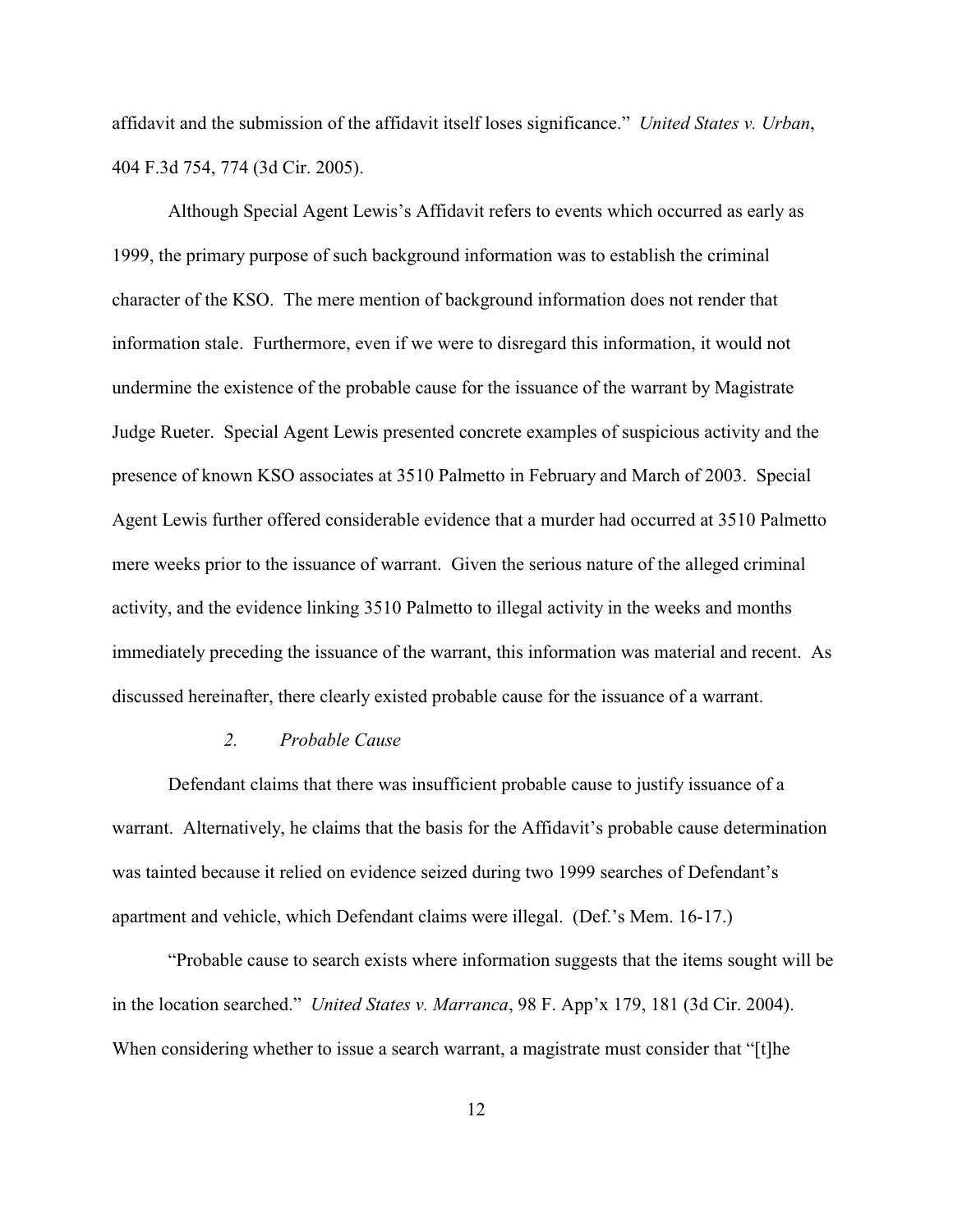affidavit and the submission of the affidavit itself loses significance." *United States v. Urban*, 404 F.3d 754, 774 (3d Cir. 2005).

Although Special Agent Lewis's Affidavit refers to events which occurred as early as 1999, the primary purpose of such background information was to establish the criminal character of the KSO. The mere mention of background information does not render that information stale. Furthermore, even if we were to disregard this information, it would not undermine the existence of the probable cause for the issuance of the warrant by Magistrate Judge Rueter. Special Agent Lewis presented concrete examples of suspicious activity and the presence of known KSO associates at 3510 Palmetto in February and March of 2003. Special Agent Lewis further offered considerable evidence that a murder had occurred at 3510 Palmetto mere weeks prior to the issuance of warrant. Given the serious nature of the alleged criminal activity, and the evidence linking 3510 Palmetto to illegal activity in the weeks and months immediately preceding the issuance of the warrant, this information was material and recent. As discussed hereinafter, there clearly existed probable cause for the issuance of a warrant.

### *2. Probable Cause*

Defendant claims that there was insufficient probable cause to justify issuance of a warrant. Alternatively, he claims that the basis for the Affidavit's probable cause determination was tainted because it relied on evidence seized during two 1999 searches of Defendant's apartment and vehicle, which Defendant claims were illegal. (Def.'s Mem. 16-17.)

"Probable cause to search exists where information suggests that the items sought will be in the location searched." *United States v. Marranca*, 98 F. App'x 179, 181 (3d Cir. 2004). When considering whether to issue a search warrant, a magistrate must consider that "[t]he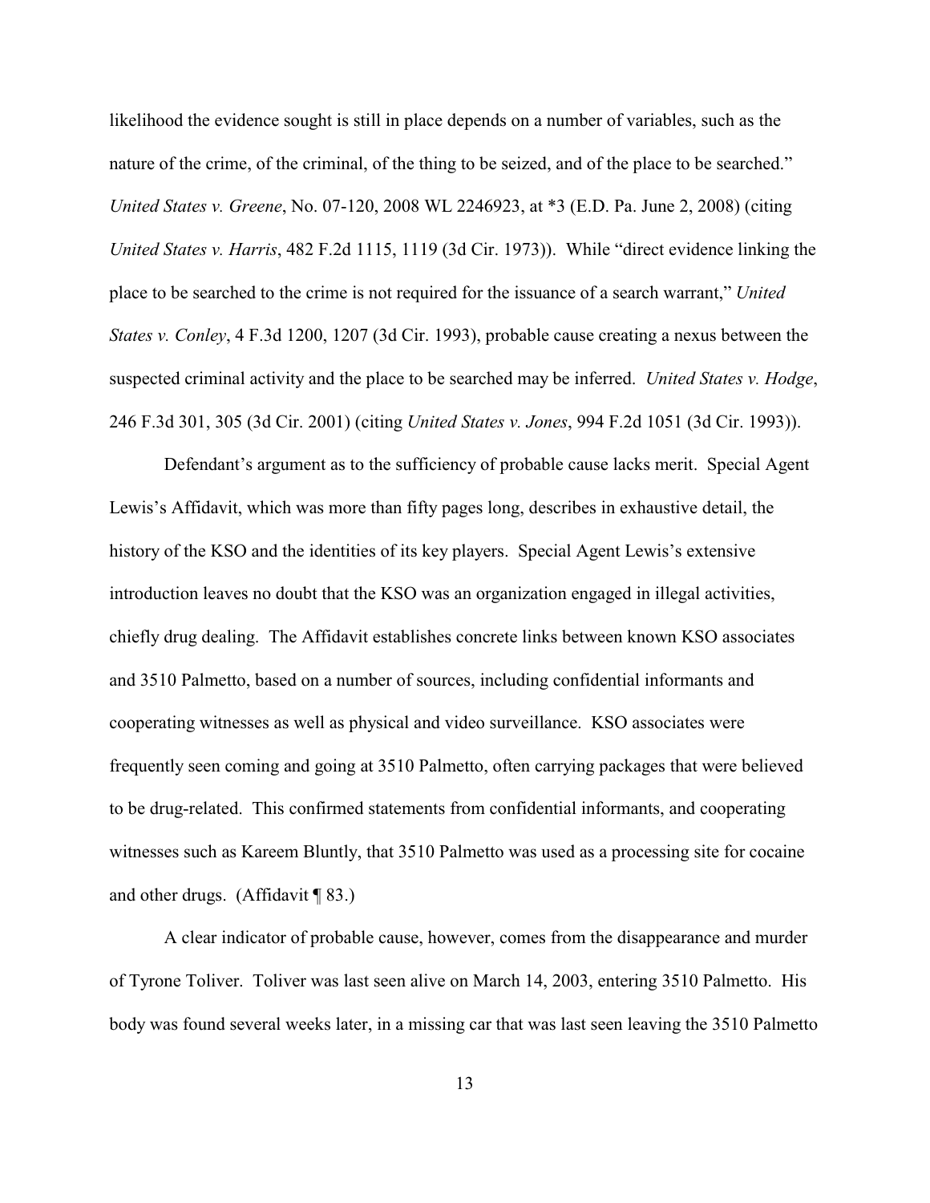likelihood the evidence sought is still in place depends on a number of variables, such as the nature of the crime, of the criminal, of the thing to be seized, and of the place to be searched." *United States v. Greene*, No. 07-120, 2008 WL 2246923, at *3 (E.D. Pa. June 2, 2008) (citing *United States v. Harris*, 482 F.2d 1115, 1119 (3d Cir. 1973)). While "direct evidence linking the place to be searched to the crime is not required for the issuance of a search warrant," *United States v. Conley*, 4 F.3d 1200, 1207 (3d Cir. 1993), probable cause creating a nexus between the suspected criminal activity and the place to be searched may be inferred. *United States v. Hodge*, 246 F.3d 301, 305 (3d Cir. 2001) (citing *United States v. Jones*, 994 F.2d 1051 (3d Cir. 1993)).

Defendant's argument as to the sufficiency of probable cause lacks merit. Special Agent Lewis's Affidavit, which was more than fifty pages long, describes in exhaustive detail, the history of the KSO and the identities of its key players. Special Agent Lewis's extensive introduction leaves no doubt that the KSO was an organization engaged in illegal activities, chiefly drug dealing. The Affidavit establishes concrete links between known KSO associates and 3510 Palmetto, based on a number of sources, including confidential informants and cooperating witnesses as well as physical and video surveillance. KSO associates were frequently seen coming and going at 3510 Palmetto, often carrying packages that were believed to be drug-related. This confirmed statements from confidential informants, and cooperating witnesses such as Kareem Bluntly, that 3510 Palmetto was used as a processing site for cocaine and other drugs. (Affidavit ¶ 83.)

A clear indicator of probable cause, however, comes from the disappearance and murder of Tyrone Toliver. Toliver was last seen alive on March 14, 2003, entering 3510 Palmetto. His body was found several weeks later, in a missing car that was last seen leaving the 3510 Palmetto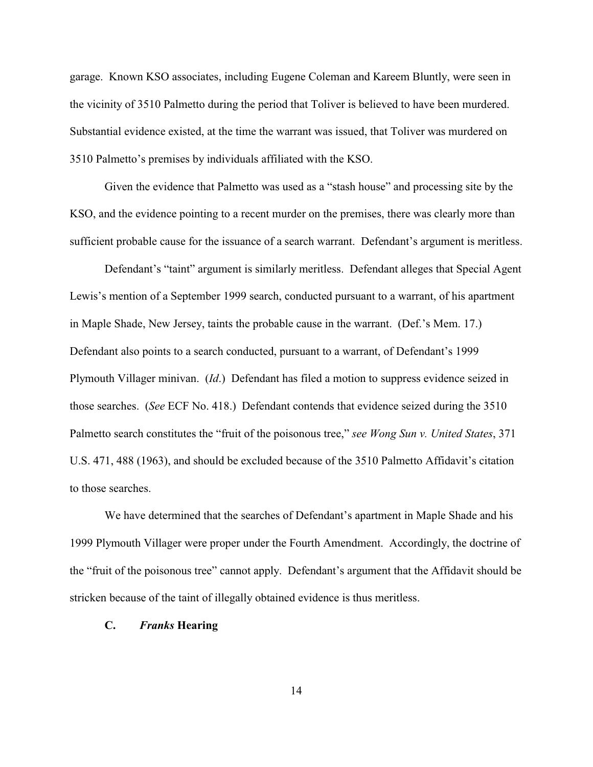garage. Known KSO associates, including Eugene Coleman and Kareem Bluntly, were seen in the vicinity of 3510 Palmetto during the period that Toliver is believed to have been murdered. Substantial evidence existed, at the time the warrant was issued, that Toliver was murdered on 3510 Palmetto's premises by individuals affiliated with the KSO.

Given the evidence that Palmetto was used as a "stash house" and processing site by the KSO, and the evidence pointing to a recent murder on the premises, there was clearly more than sufficient probable cause for the issuance of a search warrant. Defendant's argument is meritless.

Defendant's "taint" argument is similarly meritless. Defendant alleges that Special Agent Lewis's mention of a September 1999 search, conducted pursuant to a warrant, of his apartment in Maple Shade, New Jersey, taints the probable cause in the warrant. (Def.'s Mem. 17.) Defendant also points to a search conducted, pursuant to a warrant, of Defendant's 1999 Plymouth Villager minivan. (*Id*.) Defendant has filed a motion to suppress evidence seized in those searches. (*See* ECF No. 418.) Defendant contends that evidence seized during the 3510 Palmetto search constitutes the "fruit of the poisonous tree," *see Wong Sun v. United States*, 371 U.S. 471, 488 (1963), and should be excluded because of the 3510 Palmetto Affidavit's citation to those searches.

We have determined that the searches of Defendant's apartment in Maple Shade and his 1999 Plymouth Villager were proper under the Fourth Amendment. Accordingly, the doctrine of the "fruit of the poisonous tree" cannot apply. Defendant's argument that the Affidavit should be stricken because of the taint of illegally obtained evidence is thus meritless.

### C. *Franks* Hearing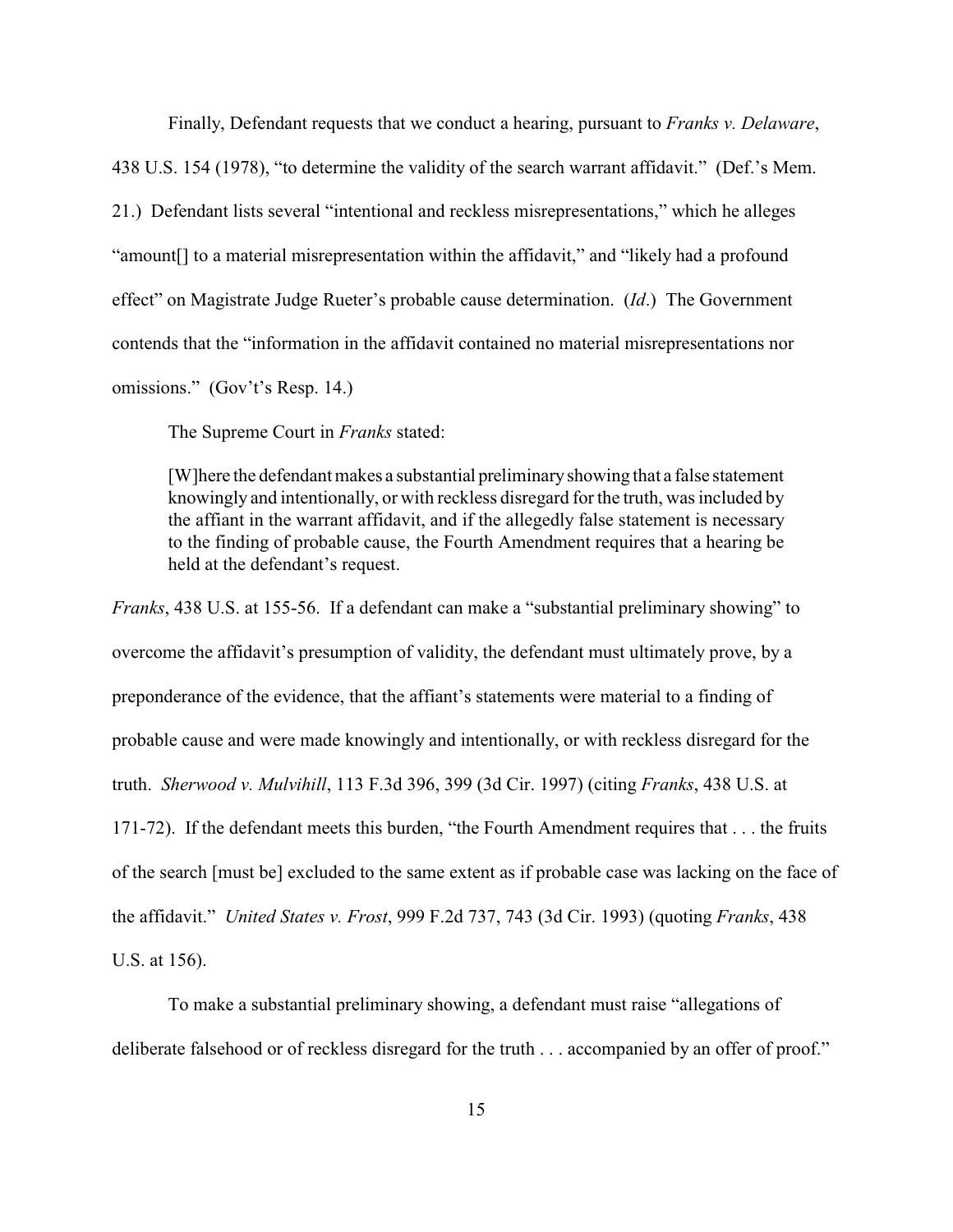Finally, Defendant requests that we conduct a hearing, pursuant to *Franks v. Delaware*, 438 U.S. 154 (1978), "to determine the validity of the search warrant affidavit." (Def.'s Mem. 21.) Defendant lists several "intentional and reckless misrepresentations," which he alleges "amount[] to a material misrepresentation within the affidavit," and "likely had a profound effect" on Magistrate Judge Rueter's probable cause determination. (*Id*.) The Government contends that the "information in the affidavit contained no material misrepresentations nor omissions." (Gov't's Resp. 14.)

The Supreme Court in *Franks* stated:

> [W]here the defendant makes a substantial preliminary showing that a false statement knowingly and intentionally, or with reckless disregard for the truth, was included by the affiant in the warrant affidavit, and if the allegedly false statement is necessary to the finding of probable cause, the Fourth Amendment requires that a hearing be held at the defendant's request.

*Franks*, 438 U.S. at 155-56. If a defendant can make a "substantial preliminary showing" to overcome the affidavit's presumption of validity, the defendant must ultimately prove, by a preponderance of the evidence, that the affiant's statements were material to a finding of probable cause and were made knowingly and intentionally, or with reckless disregard for the truth. *Sherwood v. Mulvihill*, 113 F.3d 396, 399 (3d Cir. 1997) (citing *Franks*, 438 U.S. at 171-72). If the defendant meets this burden, "the Fourth Amendment requires that . . . the fruits of the search [must be] excluded to the same extent as if probable case was lacking on the face of the affidavit." *United States v. Frost*, 999 F.2d 737, 743 (3d Cir. 1993) (quoting *Franks*, 438 U.S. at 156).

To make a substantial preliminary showing, a defendant must raise "allegations of deliberate falsehood or of reckless disregard for the truth . . . accompanied by an offer of proof."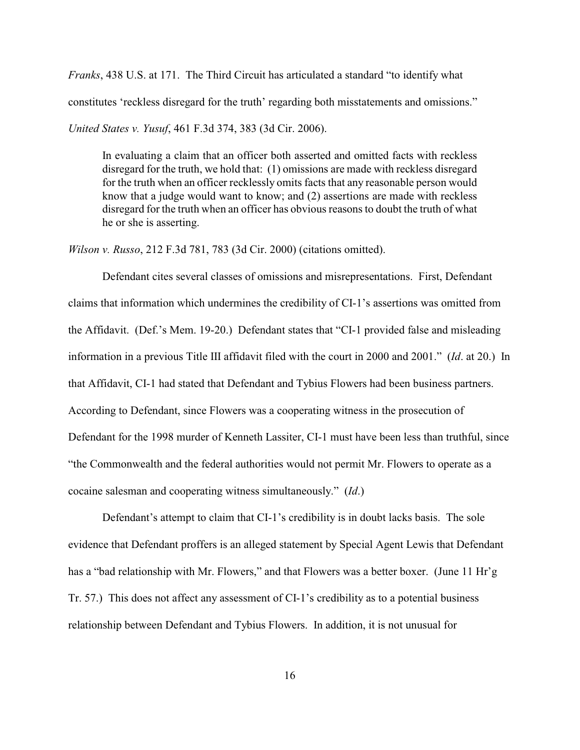*Franks*, 438 U.S. at 171. The Third Circuit has articulated a standard "to identify what constitutes 'reckless disregard for the truth' regarding both misstatements and omissions." *United States v. Yusuf*, 461 F.3d 374, 383 (3d Cir. 2006).

> In evaluating a claim that an officer both asserted and omitted facts with reckless disregard for the truth, we hold that: (1) omissions are made with reckless disregard for the truth when an officer recklessly omits facts that any reasonable person would know that a judge would want to know; and (2) assertions are made with reckless disregard for the truth when an officer has obvious reasons to doubt the truth of what he or she is asserting.

*Wilson v. Russo*, 212 F.3d 781, 783 (3d Cir. 2000) (citations omitted).

Defendant cites several classes of omissions and misrepresentations. First, Defendant claims that information which undermines the credibility of CI-1's assertions was omitted from the Affidavit. (Def.'s Mem. 19-20.) Defendant states that "CI-1 provided false and misleading information in a previous Title III affidavit filed with the court in 2000 and 2001." (*Id*. at 20.) In that Affidavit, CI-1 had stated that Defendant and Tybius Flowers had been business partners. According to Defendant, since Flowers was a cooperating witness in the prosecution of Defendant for the 1998 murder of Kenneth Lassiter, CI-1 must have been less than truthful, since "the Commonwealth and the federal authorities would not permit Mr. Flowers to operate as a cocaine salesman and cooperating witness simultaneously." (*Id*.)

Defendant's attempt to claim that CI-1's credibility is in doubt lacks basis. The sole evidence that Defendant proffers is an alleged statement by Special Agent Lewis that Defendant has a "bad relationship with Mr. Flowers," and that Flowers was a better boxer. (June 11 Hr'g Tr. 57.) This does not affect any assessment of CI-1's credibility as to a potential business relationship between Defendant and Tybius Flowers. In addition, it is not unusual for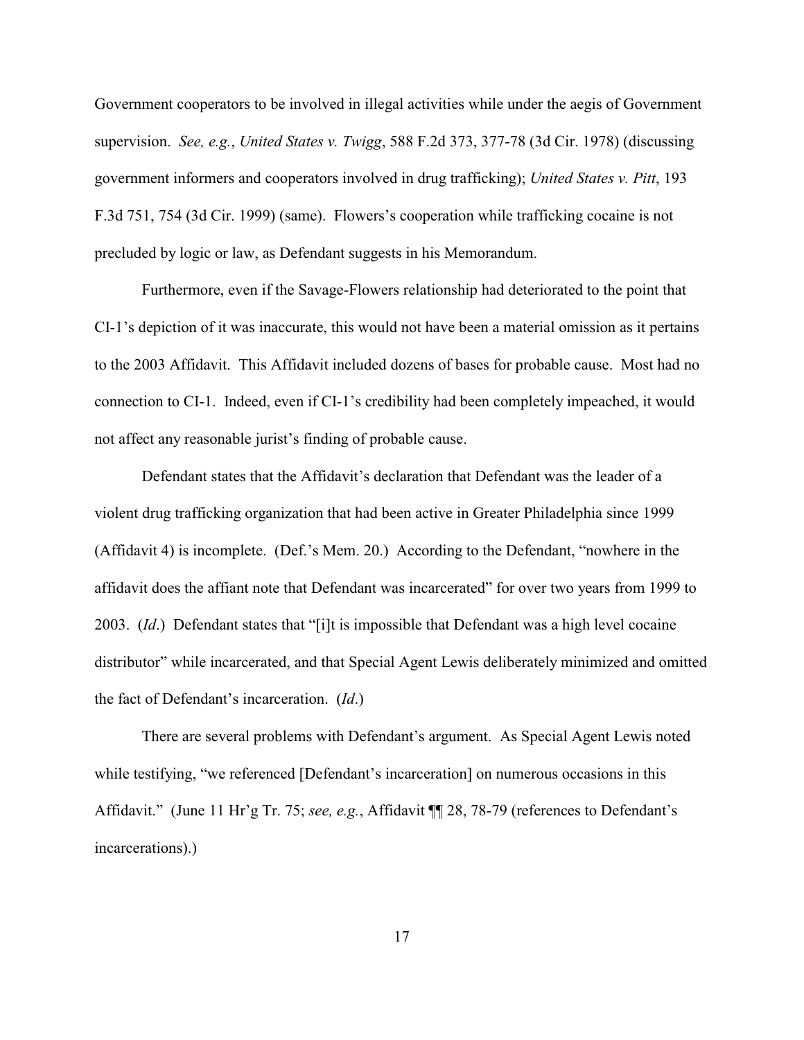Government cooperators to be involved in illegal activities while under the aegis of Government supervision. *See, e.g.*, *United States v. Twigg*, 588 F.2d 373, 377-78 (3d Cir. 1978) (discussing government informers and cooperators involved in drug trafficking); *United States v. Pitt*, 193 F.3d 751, 754 (3d Cir. 1999) (same). Flowers's cooperation while trafficking cocaine is not precluded by logic or law, as Defendant suggests in his Memorandum.

Furthermore, even if the Savage-Flowers relationship had deteriorated to the point that CI-1's depiction of it was inaccurate, this would not have been a material omission as it pertains to the 2003 Affidavit. This Affidavit included dozens of bases for probable cause. Most had no connection to CI-1. Indeed, even if CI-1's credibility had been completely impeached, it would not affect any reasonable jurist's finding of probable cause.

Defendant states that the Affidavit's declaration that Defendant was the leader of a violent drug trafficking organization that had been active in Greater Philadelphia since 1999 (Affidavit 4) is incomplete. (Def.'s Mem. 20.) According to the Defendant, "nowhere in the affidavit does the affiant note that Defendant was incarcerated" for over two years from 1999 to 2003. (*Id*.) Defendant states that "[i]t is impossible that Defendant was a high level cocaine distributor" while incarcerated, and that Special Agent Lewis deliberately minimized and omitted the fact of Defendant's incarceration. (*Id*.)

There are several problems with Defendant's argument. As Special Agent Lewis noted while testifying, "we referenced [Defendant's incarceration] on numerous occasions in this Affidavit." (June 11 Hr'g Tr. 75; *see, e.g.*, Affidavit ¶¶ 28, 78-79 (references to Defendant's incarcerations).)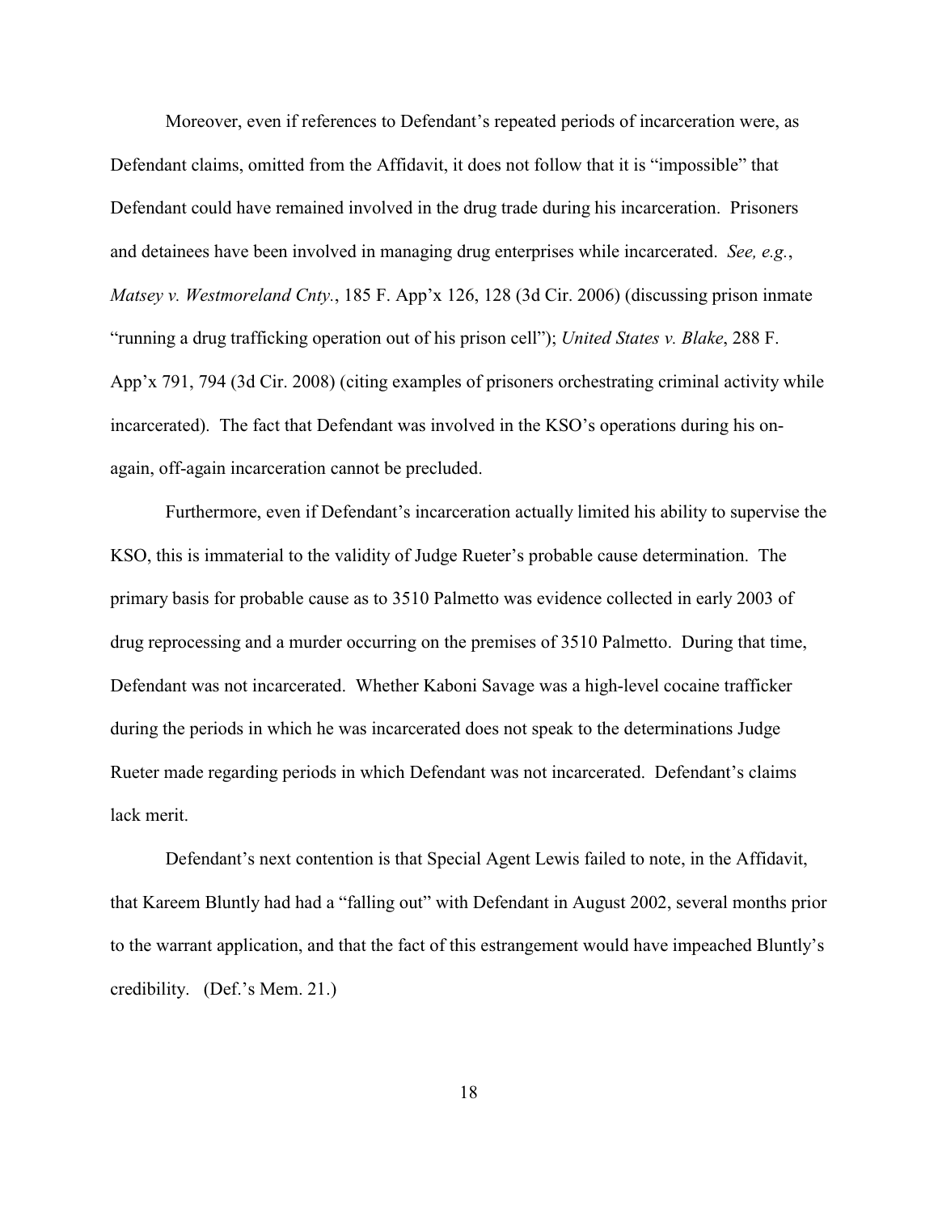Moreover, even if references to Defendant's repeated periods of incarceration were, as Defendant claims, omitted from the Affidavit, it does not follow that it is "impossible" that Defendant could have remained involved in the drug trade during his incarceration. Prisoners and detainees have been involved in managing drug enterprises while incarcerated. *See, e.g.*, *Matsey v. Westmoreland Cnty.*, 185 F. App'x 126, 128 (3d Cir. 2006) (discussing prison inmate "running a drug trafficking operation out of his prison cell"); *United States v. Blake*, 288 F. App'x 791, 794 (3d Cir. 2008) (citing examples of prisoners orchestrating criminal activity while incarcerated). The fact that Defendant was involved in the KSO's operations during his on-again, off-again incarceration cannot be precluded.

Furthermore, even if Defendant's incarceration actually limited his ability to supervise the KSO, this is immaterial to the validity of Judge Rueter's probable cause determination. The primary basis for probable cause as to 3510 Palmetto was evidence collected in early 2003 of drug reprocessing and a murder occurring on the premises of 3510 Palmetto. During that time, Defendant was not incarcerated. Whether Kaboni Savage was a high-level cocaine trafficker during the periods in which he was incarcerated does not speak to the determinations Judge Rueter made regarding periods in which Defendant was not incarcerated. Defendant's claims lack merit.

Defendant's next contention is that Special Agent Lewis failed to note, in the Affidavit, that Kareem Bluntly had had a "falling out" with Defendant in August 2002, several months prior to the warrant application, and that the fact of this estrangement would have impeached Bluntly's credibility. (Def.'s Mem. 21.)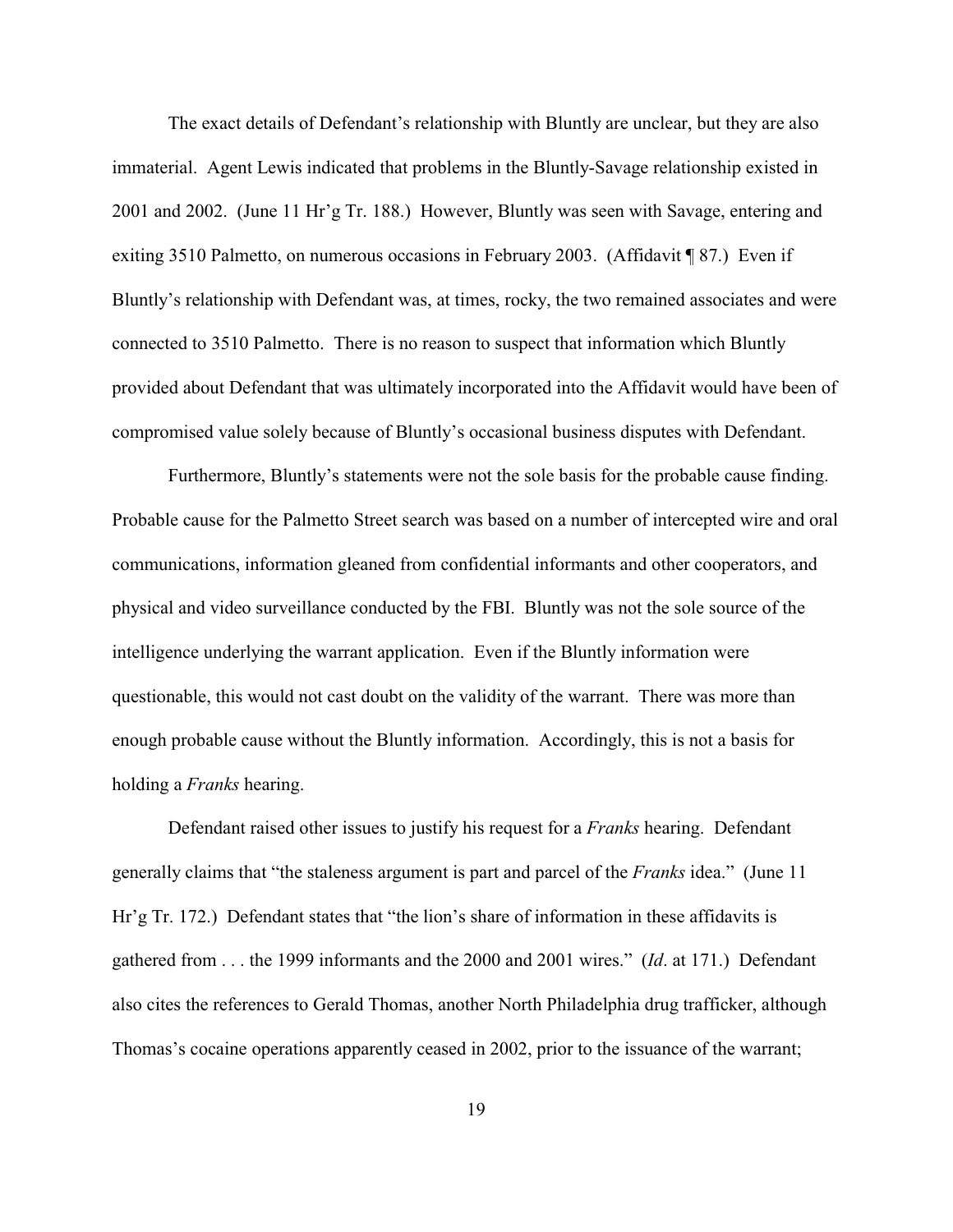The exact details of Defendant's relationship with Bluntly are unclear, but they are also immaterial. Agent Lewis indicated that problems in the Bluntly-Savage relationship existed in 2001 and 2002. (June 11 Hr'g Tr. 188.) However, Bluntly was seen with Savage, entering and exiting 3510 Palmetto, on numerous occasions in February 2003. (Affidavit ¶ 87.) Even if Bluntly's relationship with Defendant was, at times, rocky, the two remained associates and were connected to 3510 Palmetto. There is no reason to suspect that information which Bluntly provided about Defendant that was ultimately incorporated into the Affidavit would have been of compromised value solely because of Bluntly's occasional business disputes with Defendant.

Furthermore, Bluntly's statements were not the sole basis for the probable cause finding. Probable cause for the Palmetto Street search was based on a number of intercepted wire and oral communications, information gleaned from confidential informants and other cooperators, and physical and video surveillance conducted by the FBI. Bluntly was not the sole source of the intelligence underlying the warrant application. Even if the Bluntly information were questionable, this would not cast doubt on the validity of the warrant. There was more than enough probable cause without the Bluntly information. Accordingly, this is not a basis for holding a *Franks* hearing.

Defendant raised other issues to justify his request for a *Franks* hearing. Defendant generally claims that "the staleness argument is part and parcel of the *Franks* idea." (June 11 Hr'g Tr. 172.) Defendant states that "the lion's share of information in these affidavits is gathered from . . . the 1999 informants and the 2000 and 2001 wires." (*Id*. at 171.) Defendant also cites the references to Gerald Thomas, another North Philadelphia drug trafficker, although Thomas's cocaine operations apparently ceased in 2002, prior to the issuance of the warrant;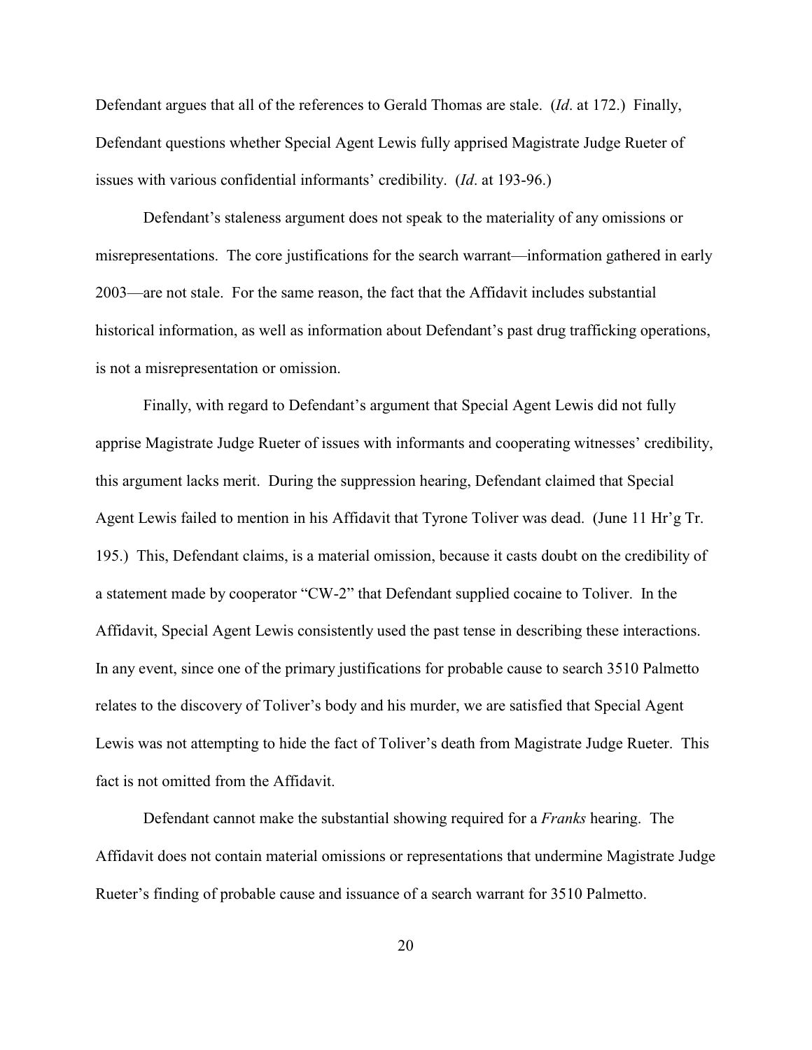Defendant argues that all of the references to Gerald Thomas are stale. (*Id*. at 172.) Finally, Defendant questions whether Special Agent Lewis fully apprised Magistrate Judge Rueter of issues with various confidential informants' credibility. (*Id*. at 193-96.)

Defendant's staleness argument does not speak to the materiality of any omissions or misrepresentations. The core justifications for the search warrant—information gathered in early 2003—are not stale. For the same reason, the fact that the Affidavit includes substantial historical information, as well as information about Defendant's past drug trafficking operations, is not a misrepresentation or omission.

Finally, with regard to Defendant's argument that Special Agent Lewis did not fully apprise Magistrate Judge Rueter of issues with informants and cooperating witnesses' credibility, this argument lacks merit. During the suppression hearing, Defendant claimed that Special Agent Lewis failed to mention in his Affidavit that Tyrone Toliver was dead. (June 11 Hr'g Tr. 195.) This, Defendant claims, is a material omission, because it casts doubt on the credibility of a statement made by cooperator "CW-2" that Defendant supplied cocaine to Toliver. In the Affidavit, Special Agent Lewis consistently used the past tense in describing these interactions. In any event, since one of the primary justifications for probable cause to search 3510 Palmetto relates to the discovery of Toliver's body and his murder, we are satisfied that Special Agent Lewis was not attempting to hide the fact of Toliver's death from Magistrate Judge Rueter. This fact is not omitted from the Affidavit.

Defendant cannot make the substantial showing required for a *Franks* hearing. The Affidavit does not contain material omissions or representations that undermine Magistrate Judge Rueter's finding of probable cause and issuance of a search warrant for 3510 Palmetto.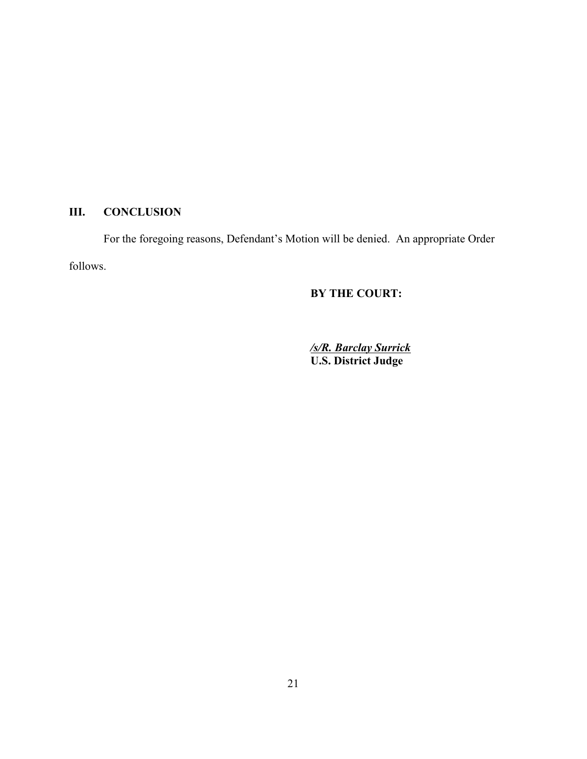## III. CONCLUSION

For the foregoing reasons, Defendant's Motion will be denied. An appropriate Order follows.

**BY THE COURT:**

***/s/R. Barclay Surrick***
**U.S. District Judge**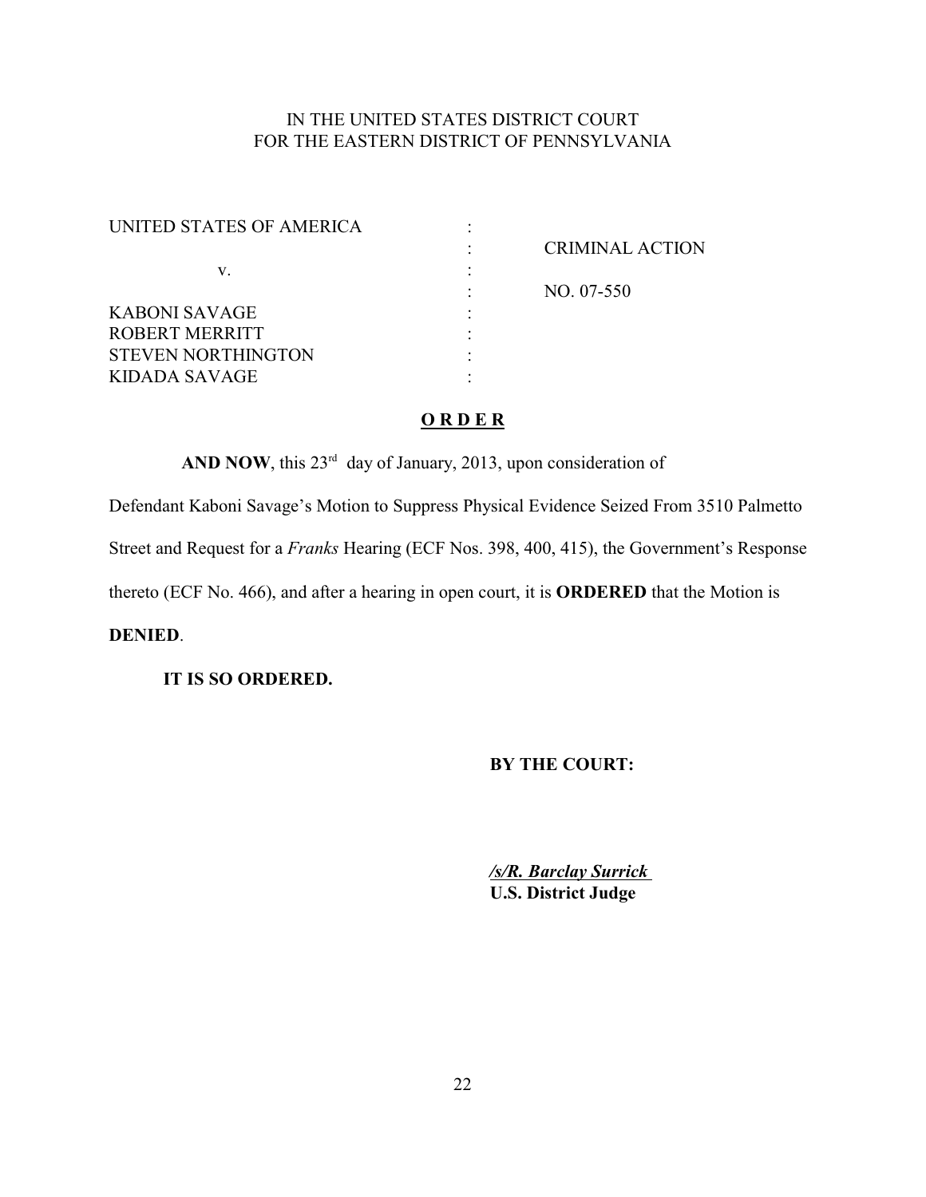IN THE UNITED STATES DISTRICT COURT
FOR THE EASTERN DISTRICT OF PENNSYLVANIA

| | | |
|---|---|---|
| UNITED STATES OF AMERICA | : | |
| | : | CRIMINAL ACTION |
| v. | : | |
| | : | NO. 07-550 |
| KABONI SAVAGE | : | |
| ROBERT MERRITT | : | |
| STEVEN NORTHINGTON | : | |
| KIDADA SAVAGE | : | |

**O R D E R**

**AND NOW**, this 23rd day of January, 2013, upon consideration of Defendant Kaboni Savage's Motion to Suppress Physical Evidence Seized From 3510 Palmetto Street and Request for a *Franks* Hearing (ECF Nos. 398, 400, 415), the Government's Response thereto (ECF No. 466), and after a hearing in open court, it is **ORDERED** that the Motion is **DENIED**.

**IT IS SO ORDERED.**

**BY THE COURT:**

***/s/R. Barclay Surrick***
**U.S. District Judge**